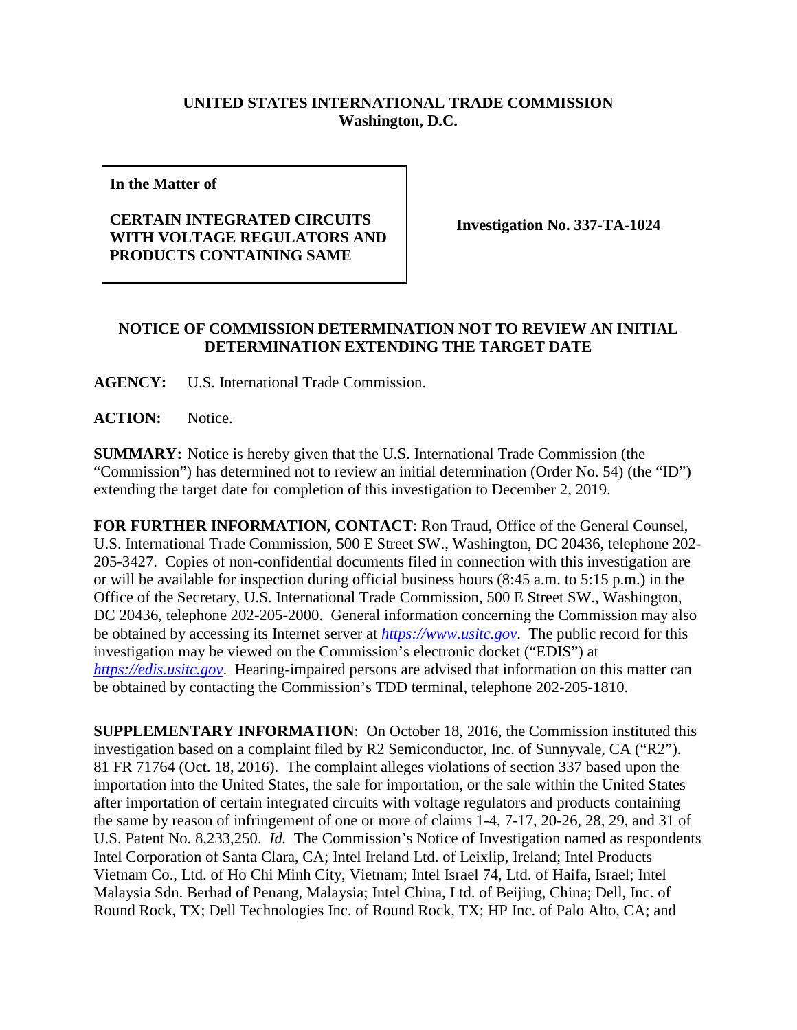**UNITED STATES INTERNATIONAL TRADE COMMISSION**
**Washington, D.C.**

| **In the Matter of**<br><br>**CERTAIN INTEGRATED CIRCUITS WITH VOLTAGE REGULATORS AND PRODUCTS CONTAINING SAME** | **Investigation No. 337-TA-1024** |
|---|---|

**NOTICE OF COMMISSION DETERMINATION NOT TO REVIEW AN INITIAL DETERMINATION EXTENDING THE TARGET DATE**

**AGENCY:** U.S. International Trade Commission.

**ACTION:** Notice.

**SUMMARY:** Notice is hereby given that the U.S. International Trade Commission (the "Commission") has determined not to review an initial determination (Order No. 54) (the "ID") extending the target date for completion of this investigation to December 2, 2019.

**FOR FURTHER INFORMATION, CONTACT**: Ron Traud, Office of the General Counsel, U.S. International Trade Commission, 500 E Street SW., Washington, DC 20436, telephone 202-205-3427. Copies of non-confidential documents filed in connection with this investigation are or will be available for inspection during official business hours (8:45 a.m. to 5:15 p.m.) in the Office of the Secretary, U.S. International Trade Commission, 500 E Street SW., Washington, DC 20436, telephone 202-205-2000. General information concerning the Commission may also be obtained by accessing its Internet server at *https://www.usitc.gov*. The public record for this investigation may be viewed on the Commission's electronic docket ("EDIS") at *https://edis.usitc.gov*. Hearing-impaired persons are advised that information on this matter can be obtained by contacting the Commission's TDD terminal, telephone 202-205-1810.

**SUPPLEMENTARY INFORMATION**: On October 18, 2016, the Commission instituted this investigation based on a complaint filed by R2 Semiconductor, Inc. of Sunnyvale, CA ("R2"). 81 FR 71764 (Oct. 18, 2016). The complaint alleges violations of section 337 based upon the importation into the United States, the sale for importation, or the sale within the United States after importation of certain integrated circuits with voltage regulators and products containing the same by reason of infringement of one or more of claims 1-4, 7-17, 20-26, 28, 29, and 31 of U.S. Patent No. 8,233,250. *Id.* The Commission's Notice of Investigation named as respondents Intel Corporation of Santa Clara, CA; Intel Ireland Ltd. of Leixlip, Ireland; Intel Products Vietnam Co., Ltd. of Ho Chi Minh City, Vietnam; Intel Israel 74, Ltd. of Haifa, Israel; Intel Malaysia Sdn. Berhad of Penang, Malaysia; Intel China, Ltd. of Beijing, China; Dell, Inc. of Round Rock, TX; Dell Technologies Inc. of Round Rock, TX; HP Inc. of Palo Alto, CA; and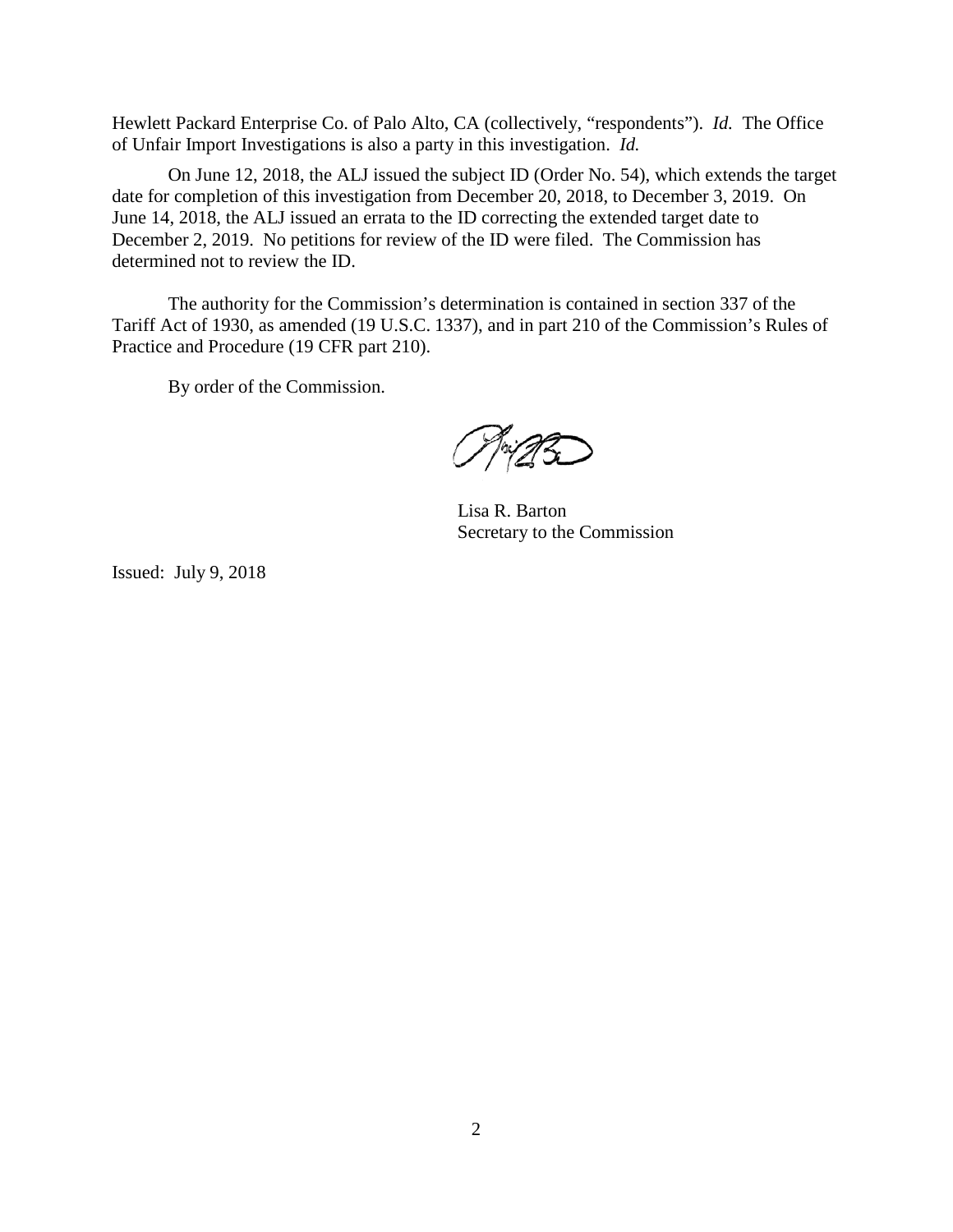Hewlett Packard Enterprise Co. of Palo Alto, CA (collectively, "respondents"). *Id.* The Office of Unfair Import Investigations is also a party in this investigation. *Id.*

On June 12, 2018, the ALJ issued the subject ID (Order No. 54), which extends the target date for completion of this investigation from December 20, 2018, to December 3, 2019. On June 14, 2018, the ALJ issued an errata to the ID correcting the extended target date to December 2, 2019. No petitions for review of the ID were filed. The Commission has determined not to review the ID.

The authority for the Commission's determination is contained in section 337 of the Tariff Act of 1930, as amended (19 U.S.C. 1337), and in part 210 of the Commission's Rules of Practice and Procedure (19 CFR part 210).

By order of the Commission.

Lisa R. Barton
Secretary to the Commission

Issued: July 9, 2018